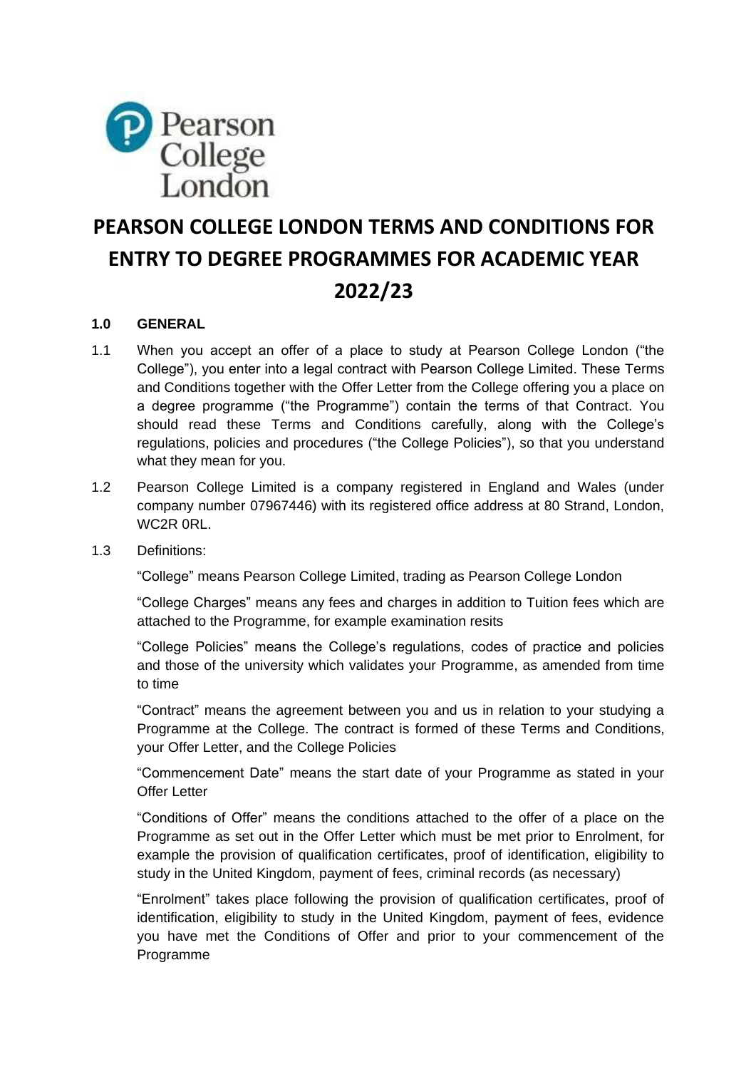Pearson College London

# PEARSON COLLEGE LONDON TERMS AND CONDITIONS FOR ENTRY TO DEGREE PROGRAMMES FOR ACADEMIC YEAR 2022/23

## 1.0 GENERAL

1.1 When you accept an offer of a place to study at Pearson College London ("the College"), you enter into a legal contract with Pearson College Limited. These Terms and Conditions together with the Offer Letter from the College offering you a place on a degree programme ("the Programme") contain the terms of that Contract. You should read these Terms and Conditions carefully, along with the College's regulations, policies and procedures ("the College Policies"), so that you understand what they mean for you.

1.2 Pearson College Limited is a company registered in England and Wales (under company number 07967446) with its registered office address at 80 Strand, London, WC2R 0RL.

1.3 Definitions:

"College" means Pearson College Limited, trading as Pearson College London

"College Charges" means any fees and charges in addition to Tuition fees which are attached to the Programme, for example examination resits

"College Policies" means the College's regulations, codes of practice and policies and those of the university which validates your Programme, as amended from time to time

"Contract" means the agreement between you and us in relation to your studying a Programme at the College. The contract is formed of these Terms and Conditions, your Offer Letter, and the College Policies

"Commencement Date" means the start date of your Programme as stated in your Offer Letter

"Conditions of Offer" means the conditions attached to the offer of a place on the Programme as set out in the Offer Letter which must be met prior to Enrolment, for example the provision of qualification certificates, proof of identification, eligibility to study in the United Kingdom, payment of fees, criminal records (as necessary)

"Enrolment" takes place following the provision of qualification certificates, proof of identification, eligibility to study in the United Kingdom, payment of fees, evidence you have met the Conditions of Offer and prior to your commencement of the Programme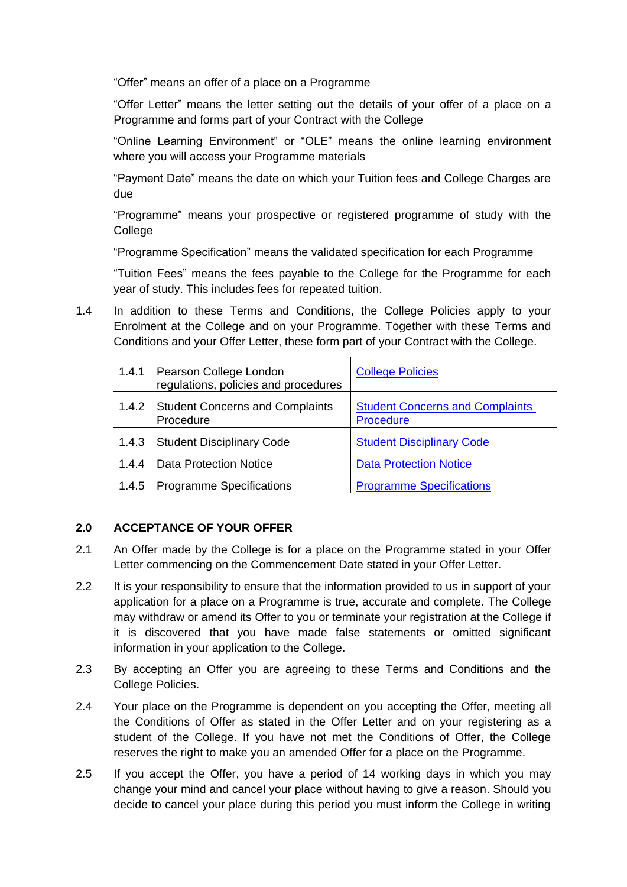"Offer" means an offer of a place on a Programme

"Offer Letter" means the letter setting out the details of your offer of a place on a Programme and forms part of your Contract with the College

"Online Learning Environment" or "OLE" means the online learning environment where you will access your Programme materials

"Payment Date" means the date on which your Tuition fees and College Charges are due

"Programme" means your prospective or registered programme of study with the College

"Programme Specification" means the validated specification for each Programme

"Tuition Fees" means the fees payable to the College for the Programme for each year of study. This includes fees for repeated tuition.

1.4 In addition to these Terms and Conditions, the College Policies apply to your Enrolment at the College and on your Programme. Together with these Terms and Conditions and your Offer Letter, these form part of your Contract with the College.

| | |
|---|---|
| 1.4.1 Pearson College London regulations, policies and procedures | College Policies |
| 1.4.2 Student Concerns and Complaints Procedure | Student Concerns and Complaints Procedure |
| 1.4.3 Student Disciplinary Code | Student Disciplinary Code |
| 1.4.4 Data Protection Notice | Data Protection Notice |
| 1.4.5 Programme Specifications | Programme Specifications |

## 2.0 ACCEPTANCE OF YOUR OFFER

2.1 An Offer made by the College is for a place on the Programme stated in your Offer Letter commencing on the Commencement Date stated in your Offer Letter.

2.2 It is your responsibility to ensure that the information provided to us in support of your application for a place on a Programme is true, accurate and complete. The College may withdraw or amend its Offer to you or terminate your registration at the College if it is discovered that you have made false statements or omitted significant information in your application to the College.

2.3 By accepting an Offer you are agreeing to these Terms and Conditions and the College Policies.

2.4 Your place on the Programme is dependent on you accepting the Offer, meeting all the Conditions of Offer as stated in the Offer Letter and on your registering as a student of the College. If you have not met the Conditions of Offer, the College reserves the right to make you an amended Offer for a place on the Programme.

2.5 If you accept the Offer, you have a period of 14 working days in which you may change your mind and cancel your place without having to give a reason. Should you decide to cancel your place during this period you must inform the College in writing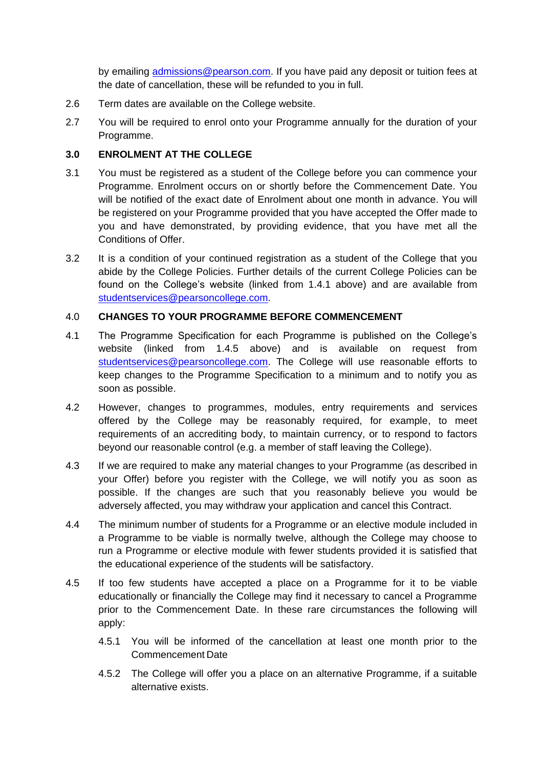by emailing admissions@pearson.com. If you have paid any deposit or tuition fees at the date of cancellation, these will be refunded to you in full.

2.6 Term dates are available on the College website.

2.7 You will be required to enrol onto your Programme annually for the duration of your Programme.

## 3.0 ENROLMENT AT THE COLLEGE

3.1 You must be registered as a student of the College before you can commence your Programme. Enrolment occurs on or shortly before the Commencement Date. You will be notified of the exact date of Enrolment about one month in advance. You will be registered on your Programme provided that you have accepted the Offer made to you and have demonstrated, by providing evidence, that you have met all the Conditions of Offer.

3.2 It is a condition of your continued registration as a student of the College that you abide by the College Policies. Further details of the current College Policies can be found on the College's website (linked from 1.4.1 above) and are available from studentservices@pearsoncollege.com.

## 4.0 CHANGES TO YOUR PROGRAMME BEFORE COMMENCEMENT

4.1 The Programme Specification for each Programme is published on the College's website (linked from 1.4.5 above) and is available on request from studentservices@pearsoncollege.com. The College will use reasonable efforts to keep changes to the Programme Specification to a minimum and to notify you as soon as possible.

4.2 However, changes to programmes, modules, entry requirements and services offered by the College may be reasonably required, for example, to meet requirements of an accrediting body, to maintain currency, or to respond to factors beyond our reasonable control (e.g. a member of staff leaving the College).

4.3 If we are required to make any material changes to your Programme (as described in your Offer) before you register with the College, we will notify you as soon as possible. If the changes are such that you reasonably believe you would be adversely affected, you may withdraw your application and cancel this Contract.

4.4 The minimum number of students for a Programme or an elective module included in a Programme to be viable is normally twelve, although the College may choose to run a Programme or elective module with fewer students provided it is satisfied that the educational experience of the students will be satisfactory.

4.5 If too few students have accepted a place on a Programme for it to be viable educationally or financially the College may find it necessary to cancel a Programme prior to the Commencement Date. In these rare circumstances the following will apply:

4.5.1 You will be informed of the cancellation at least one month prior to the Commencement Date

4.5.2 The College will offer you a place on an alternative Programme, if a suitable alternative exists.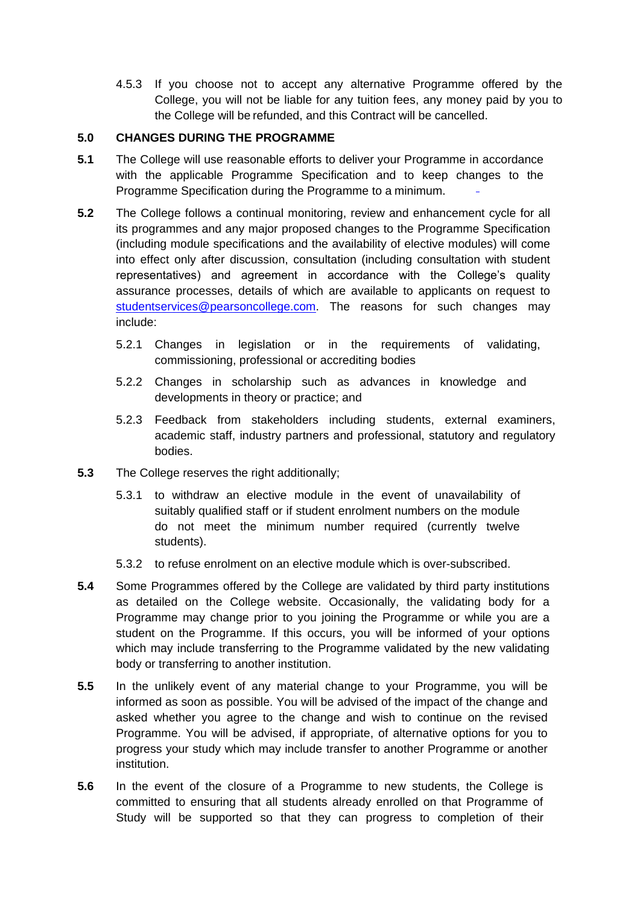4.5.3 If you choose not to accept any alternative Programme offered by the College, you will not be liable for any tuition fees, any money paid by you to the College will be refunded, and this Contract will be cancelled.

## 5.0 CHANGES DURING THE PROGRAMME

**5.1** The College will use reasonable efforts to deliver your Programme in accordance with the applicable Programme Specification and to keep changes to the Programme Specification during the Programme to a minimum.

**5.2** The College follows a continual monitoring, review and enhancement cycle for all its programmes and any major proposed changes to the Programme Specification (including module specifications and the availability of elective modules) will come into effect only after discussion, consultation (including consultation with student representatives) and agreement in accordance with the College's quality assurance processes, details of which are available to applicants on request to studentservices@pearsoncollege.com. The reasons for such changes may include:

5.2.1 Changes in legislation or in the requirements of validating, commissioning, professional or accrediting bodies

5.2.2 Changes in scholarship such as advances in knowledge and developments in theory or practice; and

5.2.3 Feedback from stakeholders including students, external examiners, academic staff, industry partners and professional, statutory and regulatory bodies.

**5.3** The College reserves the right additionally;

5.3.1 to withdraw an elective module in the event of unavailability of suitably qualified staff or if student enrolment numbers on the module do not meet the minimum number required (currently twelve students).

5.3.2 to refuse enrolment on an elective module which is over-subscribed.

**5.4** Some Programmes offered by the College are validated by third party institutions as detailed on the College website. Occasionally, the validating body for a Programme may change prior to you joining the Programme or while you are a student on the Programme. If this occurs, you will be informed of your options which may include transferring to the Programme validated by the new validating body or transferring to another institution.

**5.5** In the unlikely event of any material change to your Programme, you will be informed as soon as possible. You will be advised of the impact of the change and asked whether you agree to the change and wish to continue on the revised Programme. You will be advised, if appropriate, of alternative options for you to progress your study which may include transfer to another Programme or another institution.

**5.6** In the event of the closure of a Programme to new students, the College is committed to ensuring that all students already enrolled on that Programme of Study will be supported so that they can progress to completion of their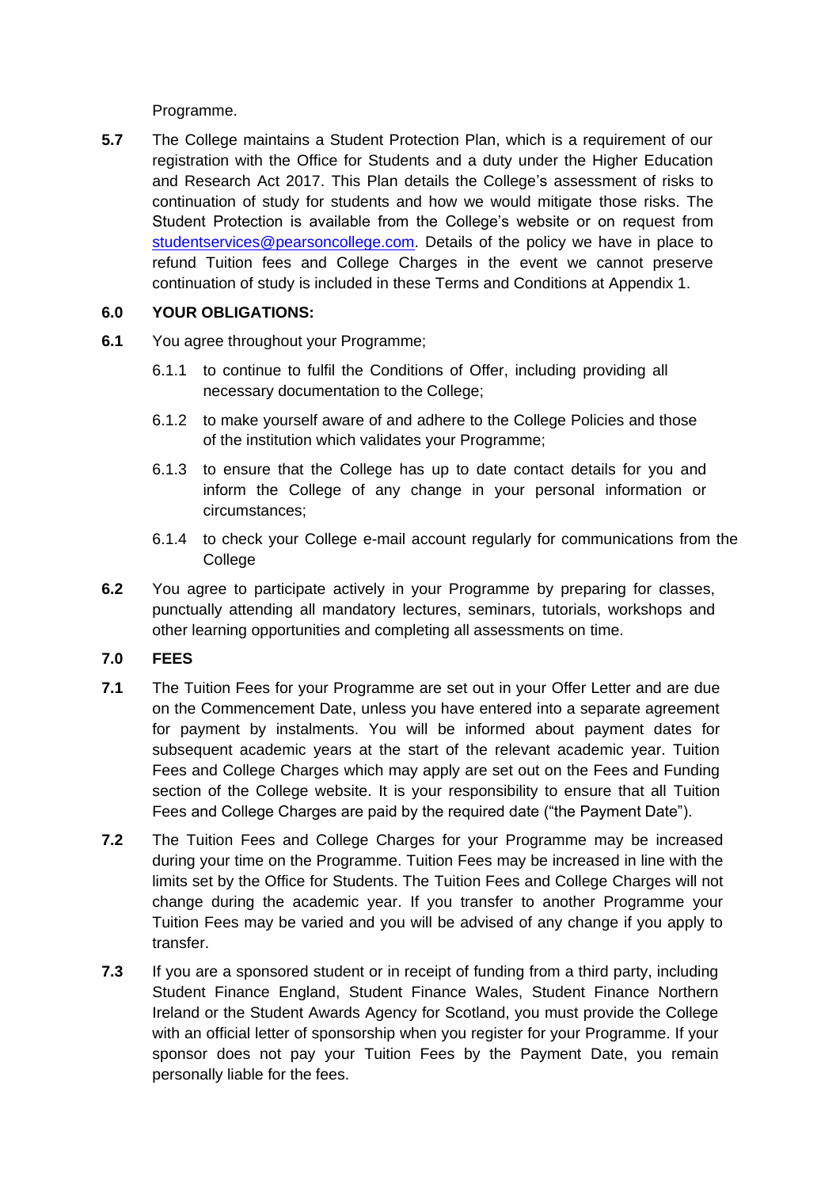Programme.

**5.7** The College maintains a Student Protection Plan, which is a requirement of our registration with the Office for Students and a duty under the Higher Education and Research Act 2017. This Plan details the College's assessment of risks to continuation of study for students and how we would mitigate those risks. The Student Protection is available from the College's website or on request from studentservices@pearsoncollege.com. Details of the policy we have in place to refund Tuition fees and College Charges in the event we cannot preserve continuation of study is included in these Terms and Conditions at Appendix 1.

## 6.0 YOUR OBLIGATIONS:

**6.1** You agree throughout your Programme;

6.1.1 to continue to fulfil the Conditions of Offer, including providing all necessary documentation to the College;

6.1.2 to make yourself aware of and adhere to the College Policies and those of the institution which validates your Programme;

6.1.3 to ensure that the College has up to date contact details for you and inform the College of any change in your personal information or circumstances;

6.1.4 to check your College e-mail account regularly for communications from the College

**6.2** You agree to participate actively in your Programme by preparing for classes, punctually attending all mandatory lectures, seminars, tutorials, workshops and other learning opportunities and completing all assessments on time.

## 7.0 FEES

**7.1** The Tuition Fees for your Programme are set out in your Offer Letter and are due on the Commencement Date, unless you have entered into a separate agreement for payment by instalments. You will be informed about payment dates for subsequent academic years at the start of the relevant academic year. Tuition Fees and College Charges which may apply are set out on the Fees and Funding section of the College website. It is your responsibility to ensure that all Tuition Fees and College Charges are paid by the required date ("the Payment Date").

**7.2** The Tuition Fees and College Charges for your Programme may be increased during your time on the Programme. Tuition Fees may be increased in line with the limits set by the Office for Students. The Tuition Fees and College Charges will not change during the academic year. If you transfer to another Programme your Tuition Fees may be varied and you will be advised of any change if you apply to transfer.

**7.3** If you are a sponsored student or in receipt of funding from a third party, including Student Finance England, Student Finance Wales, Student Finance Northern Ireland or the Student Awards Agency for Scotland, you must provide the College with an official letter of sponsorship when you register for your Programme. If your sponsor does not pay your Tuition Fees by the Payment Date, you remain personally liable for the fees.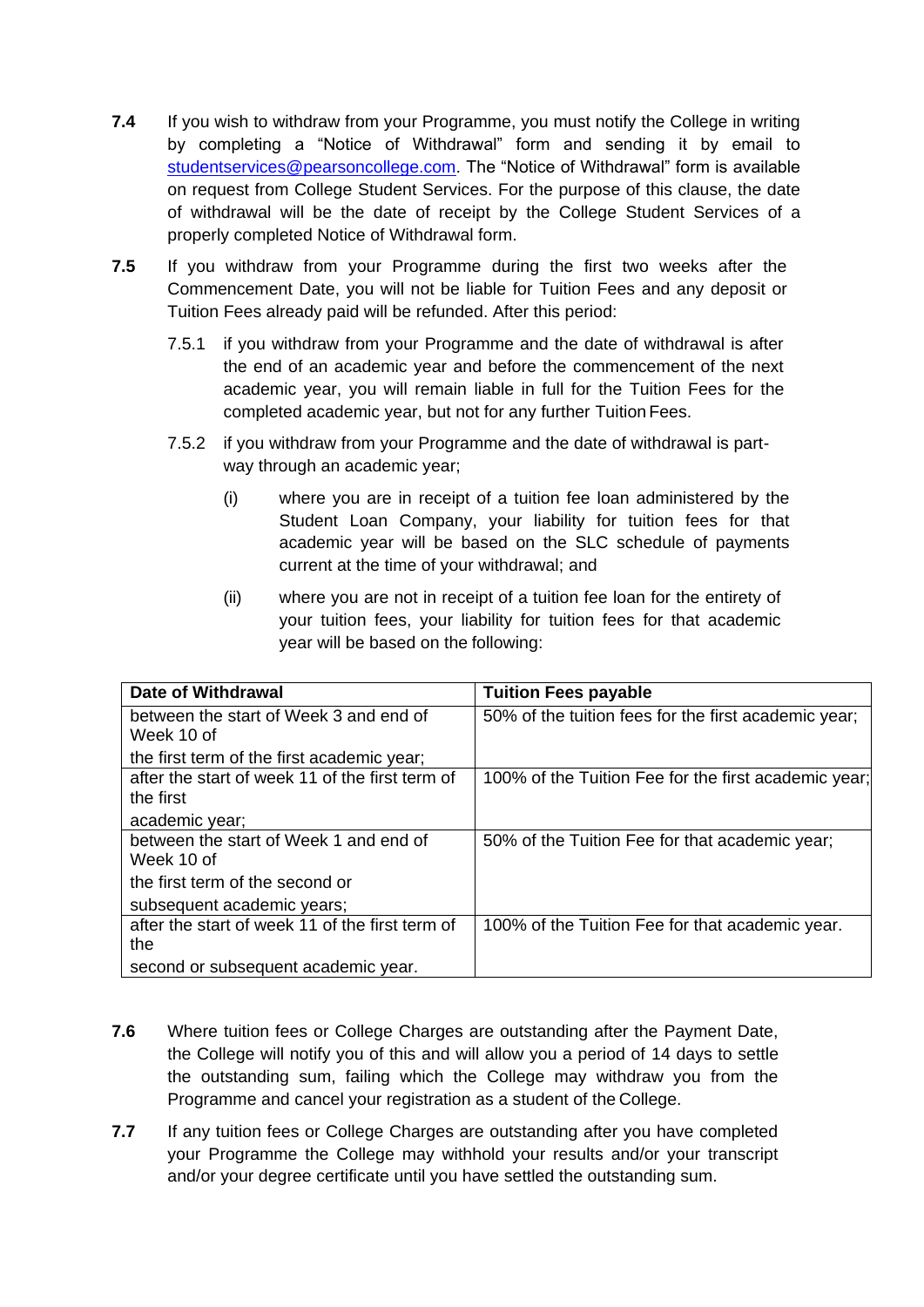**7.4** If you wish to withdraw from your Programme, you must notify the College in writing by completing a "Notice of Withdrawal" form and sending it by email to studentservices@pearsoncollege.com. The "Notice of Withdrawal" form is available on request from College Student Services. For the purpose of this clause, the date of withdrawal will be the date of receipt by the College Student Services of a properly completed Notice of Withdrawal form.

**7.5** If you withdraw from your Programme during the first two weeks after the Commencement Date, you will not be liable for Tuition Fees and any deposit or Tuition Fees already paid will be refunded. After this period:

7.5.1 if you withdraw from your Programme and the date of withdrawal is after the end of an academic year and before the commencement of the next academic year, you will remain liable in full for the Tuition Fees for the completed academic year, but not for any further Tuition Fees.

7.5.2 if you withdraw from your Programme and the date of withdrawal is part-way through an academic year;

(i) where you are in receipt of a tuition fee loan administered by the Student Loan Company, your liability for tuition fees for that academic year will be based on the SLC schedule of payments current at the time of your withdrawal; and

(ii) where you are not in receipt of a tuition fee loan for the entirety of your tuition fees, your liability for tuition fees for that academic year will be based on the following:

| Date of Withdrawal | Tuition Fees payable |
|---|---|
| between the start of Week 3 and end of Week 10 of the first term of the first academic year; | 50% of the tuition fees for the first academic year; |
| after the start of week 11 of the first term of the first academic year; | 100% of the Tuition Fee for the first academic year; |
| between the start of Week 1 and end of Week 10 of the first term of the second or subsequent academic years; | 50% of the Tuition Fee for that academic year; |
| after the start of week 11 of the first term of the second or subsequent academic year. | 100% of the Tuition Fee for that academic year. |

**7.6** Where tuition fees or College Charges are outstanding after the Payment Date, the College will notify you of this and will allow you a period of 14 days to settle the outstanding sum, failing which the College may withdraw you from the Programme and cancel your registration as a student of the College.

**7.7** If any tuition fees or College Charges are outstanding after you have completed your Programme the College may withhold your results and/or your transcript and/or your degree certificate until you have settled the outstanding sum.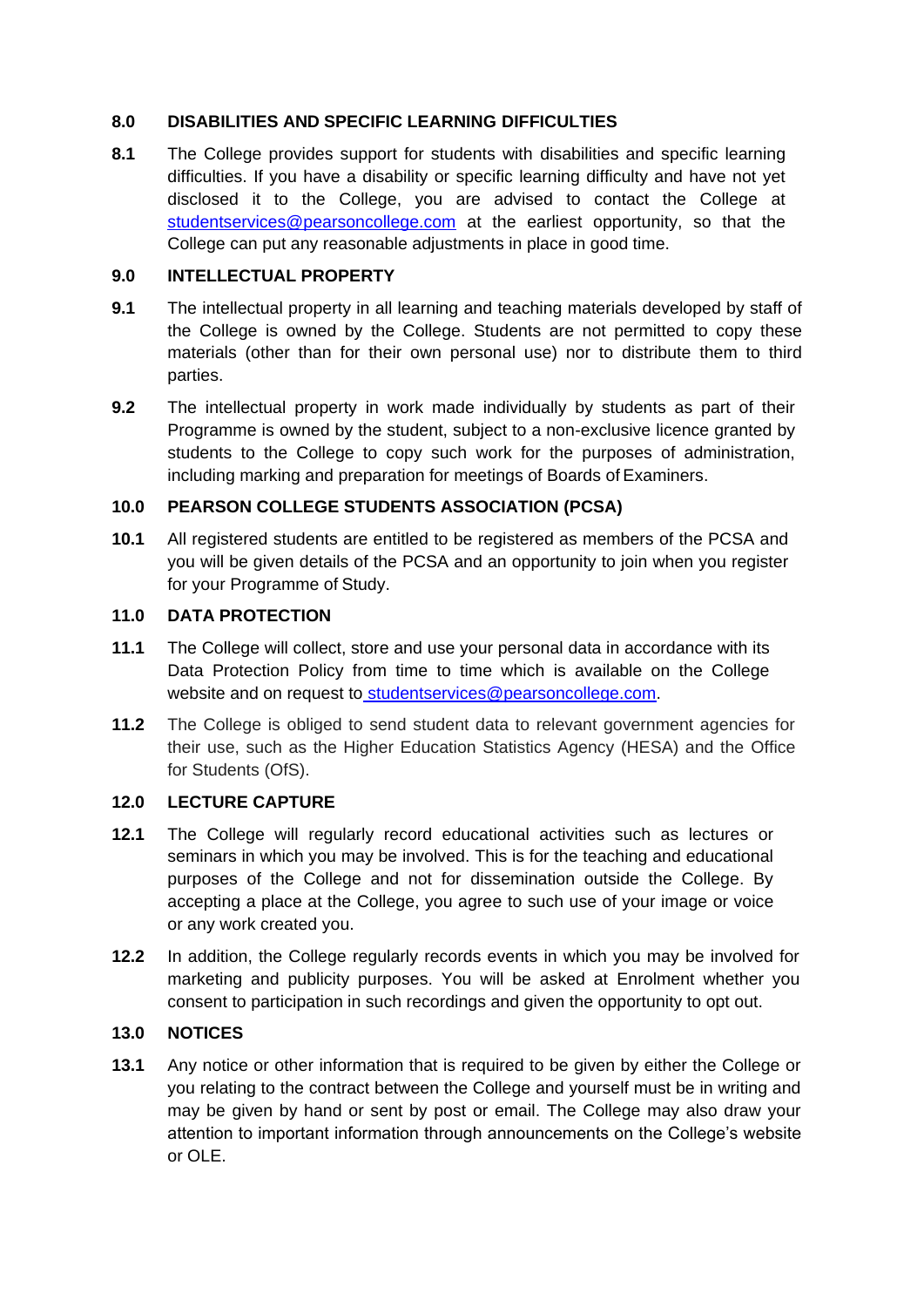## 8.0 DISABILITIES AND SPECIFIC LEARNING DIFFICULTIES

**8.1** The College provides support for students with disabilities and specific learning difficulties. If you have a disability or specific learning difficulty and have not yet disclosed it to the College, you are advised to contact the College at studentservices@pearsoncollege.com at the earliest opportunity, so that the College can put any reasonable adjustments in place in good time.

## 9.0 INTELLECTUAL PROPERTY

**9.1** The intellectual property in all learning and teaching materials developed by staff of the College is owned by the College. Students are not permitted to copy these materials (other than for their own personal use) nor to distribute them to third parties.

**9.2** The intellectual property in work made individually by students as part of their Programme is owned by the student, subject to a non-exclusive licence granted by students to the College to copy such work for the purposes of administration, including marking and preparation for meetings of Boards of Examiners.

## 10.0 PEARSON COLLEGE STUDENTS ASSOCIATION (PCSA)

**10.1** All registered students are entitled to be registered as members of the PCSA and you will be given details of the PCSA and an opportunity to join when you register for your Programme of Study.

## 11.0 DATA PROTECTION

**11.1** The College will collect, store and use your personal data in accordance with its Data Protection Policy from time to time which is available on the College website and on request to studentservices@pearsoncollege.com.

**11.2** The College is obliged to send student data to relevant government agencies for their use, such as the Higher Education Statistics Agency (HESA) and the Office for Students (OfS).

## 12.0 LECTURE CAPTURE

**12.1** The College will regularly record educational activities such as lectures or seminars in which you may be involved. This is for the teaching and educational purposes of the College and not for dissemination outside the College. By accepting a place at the College, you agree to such use of your image or voice or any work created you.

**12.2** In addition, the College regularly records events in which you may be involved for marketing and publicity purposes. You will be asked at Enrolment whether you consent to participation in such recordings and given the opportunity to opt out.

## 13.0 NOTICES

**13.1** Any notice or other information that is required to be given by either the College or you relating to the contract between the College and yourself must be in writing and may be given by hand or sent by post or email. The College may also draw your attention to important information through announcements on the College's website or OLE.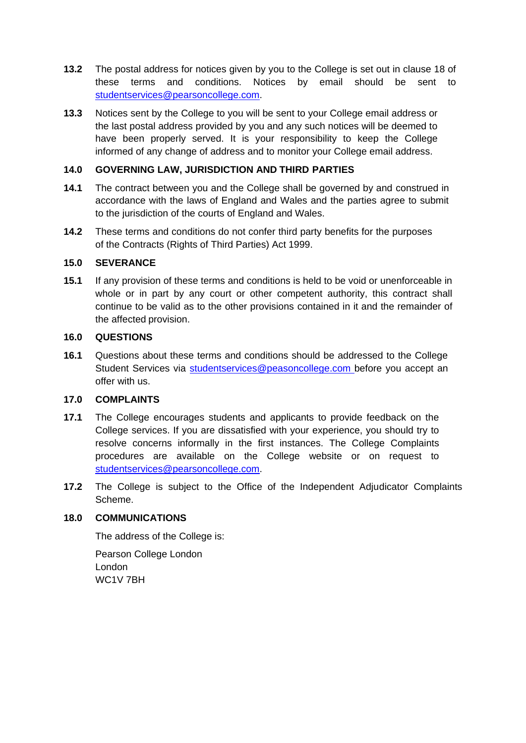**13.2** The postal address for notices given by you to the College is set out in clause 18 of these terms and conditions. Notices by email should be sent to studentservices@pearsoncollege.com.

**13.3** Notices sent by the College to you will be sent to your College email address or the last postal address provided by you and any such notices will be deemed to have been properly served. It is your responsibility to keep the College informed of any change of address and to monitor your College email address.

## 14.0 GOVERNING LAW, JURISDICTION AND THIRD PARTIES

**14.1** The contract between you and the College shall be governed by and construed in accordance with the laws of England and Wales and the parties agree to submit to the jurisdiction of the courts of England and Wales.

**14.2** These terms and conditions do not confer third party benefits for the purposes of the Contracts (Rights of Third Parties) Act 1999.

## 15.0 SEVERANCE

**15.1** If any provision of these terms and conditions is held to be void or unenforceable in whole or in part by any court or other competent authority, this contract shall continue to be valid as to the other provisions contained in it and the remainder of the affected provision.

## 16.0 QUESTIONS

**16.1** Questions about these terms and conditions should be addressed to the College Student Services via studentservices@peasoncollege.com before you accept an offer with us.

## 17.0 COMPLAINTS

**17.1** The College encourages students and applicants to provide feedback on the College services. If you are dissatisfied with your experience, you should try to resolve concerns informally in the first instances. The College Complaints procedures are available on the College website or on request to studentservices@pearsoncollege.com.

**17.2** The College is subject to the Office of the Independent Adjudicator Complaints Scheme.

## 18.0 COMMUNICATIONS

The address of the College is:

Pearson College London
London
WC1V 7BH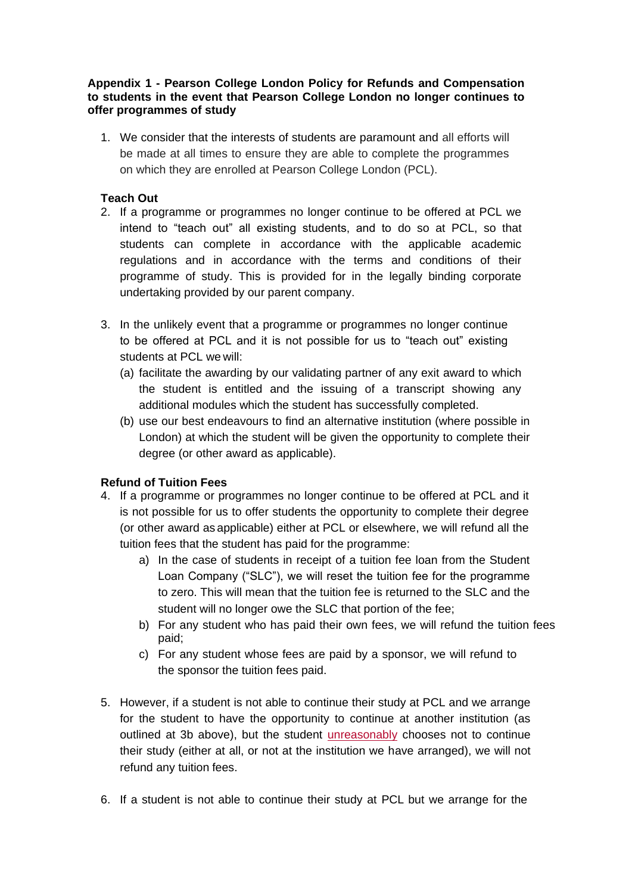**Appendix 1 - Pearson College London Policy for Refunds and Compensation to students in the event that Pearson College London no longer continues to offer programmes of study**

1. We consider that the interests of students are paramount and all efforts will be made at all times to ensure they are able to complete the programmes on which they are enrolled at Pearson College London (PCL).

**Teach Out**

2. If a programme or programmes no longer continue to be offered at PCL we intend to "teach out" all existing students, and to do so at PCL, so that students can complete in accordance with the applicable academic regulations and in accordance with the terms and conditions of their programme of study. This is provided for in the legally binding corporate undertaking provided by our parent company.

3. In the unlikely event that a programme or programmes no longer continue to be offered at PCL and it is not possible for us to "teach out" existing students at PCL we will:
   (a) facilitate the awarding by our validating partner of any exit award to which the student is entitled and the issuing of a transcript showing any additional modules which the student has successfully completed.
   (b) use our best endeavours to find an alternative institution (where possible in London) at which the student will be given the opportunity to complete their degree (or other award as applicable).

**Refund of Tuition Fees**

4. If a programme or programmes no longer continue to be offered at PCL and it is not possible for us to offer students the opportunity to complete their degree (or other award as applicable) either at PCL or elsewhere, we will refund all the tuition fees that the student has paid for the programme:
   a) In the case of students in receipt of a tuition fee loan from the Student Loan Company ("SLC"), we will reset the tuition fee for the programme to zero. This will mean that the tuition fee is returned to the SLC and the student will no longer owe the SLC that portion of the fee;
   b) For any student who has paid their own fees, we will refund the tuition fees paid;
   c) For any student whose fees are paid by a sponsor, we will refund to the sponsor the tuition fees paid.

5. However, if a student is not able to continue their study at PCL and we arrange for the student to have the opportunity to continue at another institution (as outlined at 3b above), but the student unreasonably chooses not to continue their study (either at all, or not at the institution we have arranged), we will not refund any tuition fees.

6. If a student is not able to continue their study at PCL but we arrange for the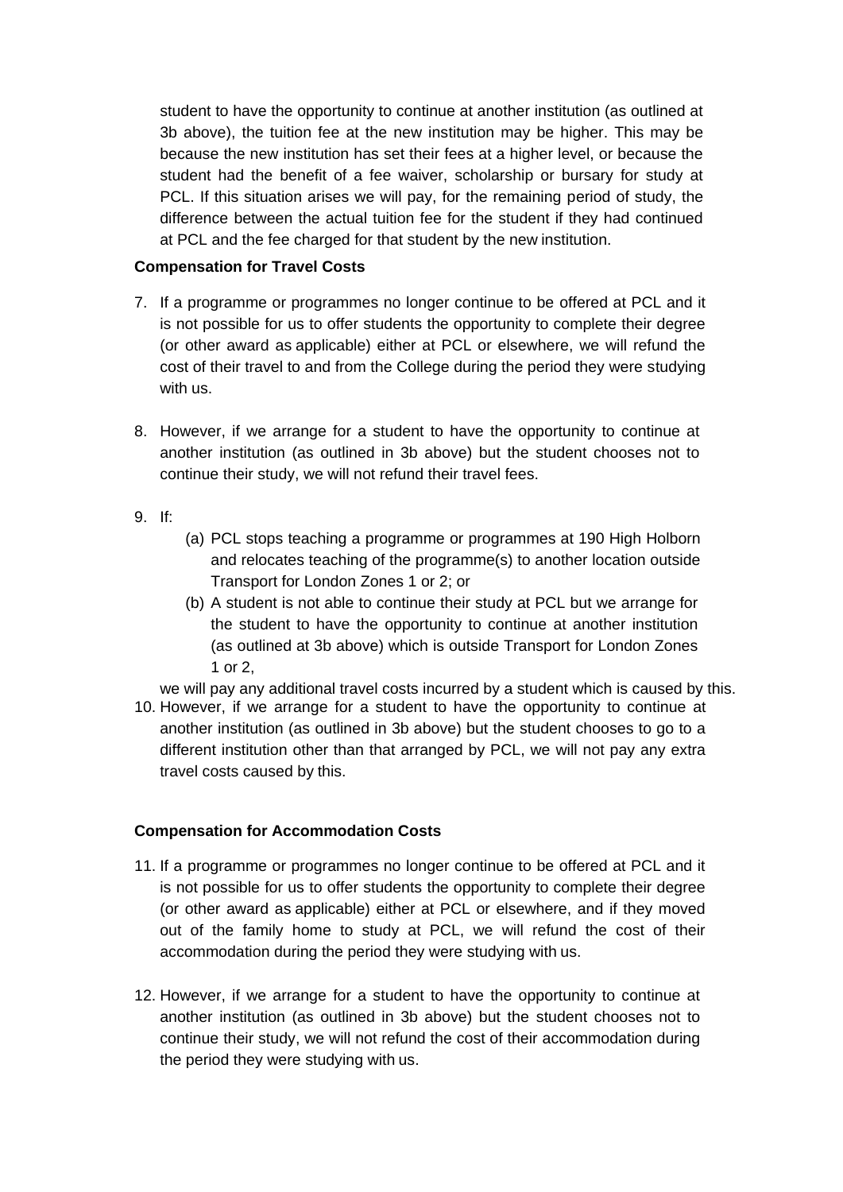student to have the opportunity to continue at another institution (as outlined at 3b above), the tuition fee at the new institution may be higher. This may be because the new institution has set their fees at a higher level, or because the student had the benefit of a fee waiver, scholarship or bursary for study at PCL. If this situation arises we will pay, for the remaining period of study, the difference between the actual tuition fee for the student if they had continued at PCL and the fee charged for that student by the new institution.

**Compensation for Travel Costs**

7. If a programme or programmes no longer continue to be offered at PCL and it is not possible for us to offer students the opportunity to complete their degree (or other award as applicable) either at PCL or elsewhere, we will refund the cost of their travel to and from the College during the period they were studying with us.

8. However, if we arrange for a student to have the opportunity to continue at another institution (as outlined in 3b above) but the student chooses not to continue their study, we will not refund their travel fees.

9. If:
   (a) PCL stops teaching a programme or programmes at 190 High Holborn and relocates teaching of the programme(s) to another location outside Transport for London Zones 1 or 2; or
   (b) A student is not able to continue their study at PCL but we arrange for the student to have the opportunity to continue at another institution (as outlined at 3b above) which is outside Transport for London Zones 1 or 2,

   we will pay any additional travel costs incurred by a student which is caused by this.

10. However, if we arrange for a student to have the opportunity to continue at another institution (as outlined in 3b above) but the student chooses to go to a different institution other than that arranged by PCL, we will not pay any extra travel costs caused by this.

**Compensation for Accommodation Costs**

11. If a programme or programmes no longer continue to be offered at PCL and it is not possible for us to offer students the opportunity to complete their degree (or other award as applicable) either at PCL or elsewhere, and if they moved out of the family home to study at PCL, we will refund the cost of their accommodation during the period they were studying with us.

12. However, if we arrange for a student to have the opportunity to continue at another institution (as outlined in 3b above) but the student chooses not to continue their study, we will not refund the cost of their accommodation during the period they were studying with us.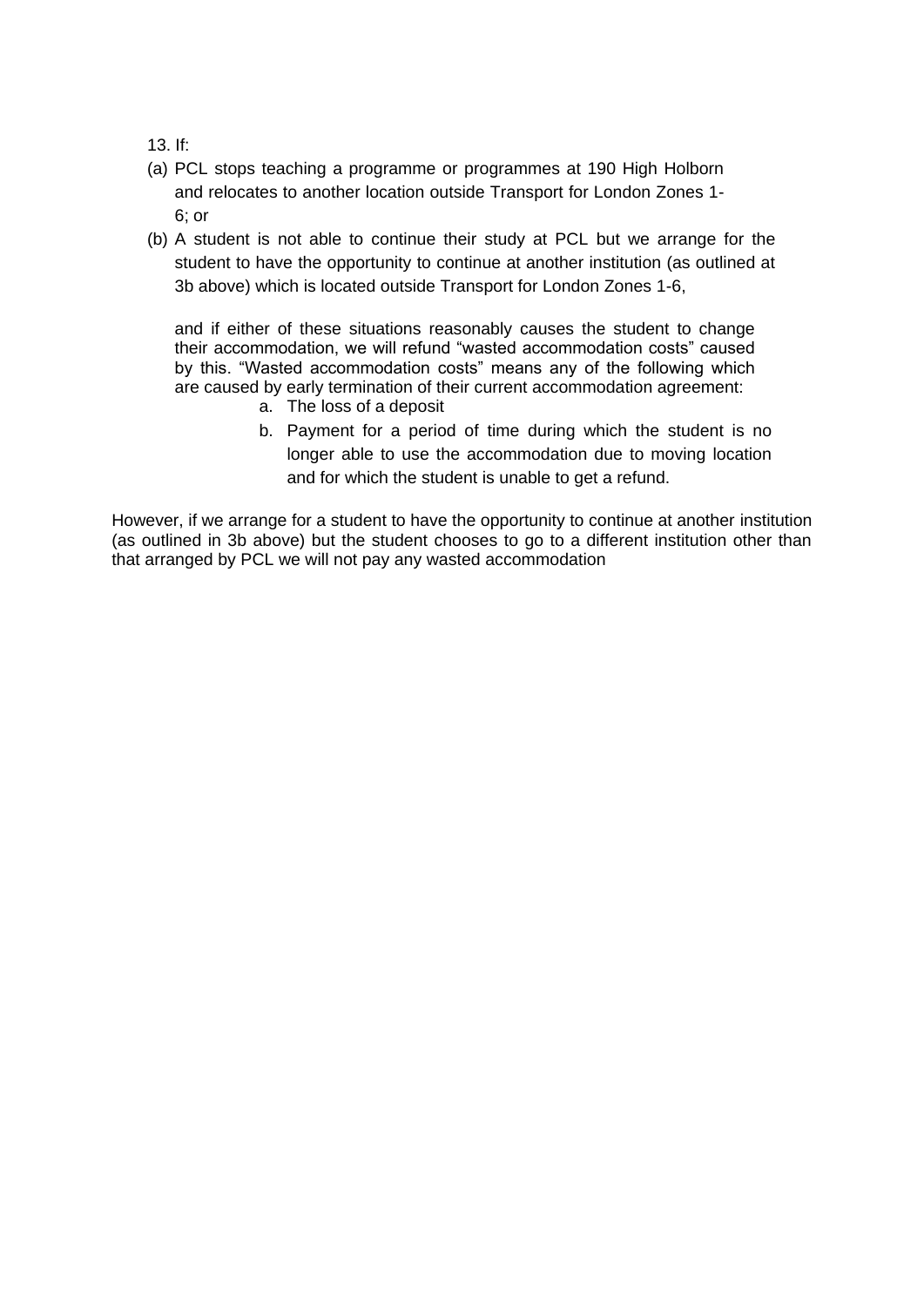13. If:

(a) PCL stops teaching a programme or programmes at 190 High Holborn and relocates to another location outside Transport for London Zones 1-6; or

(b) A student is not able to continue their study at PCL but we arrange for the student to have the opportunity to continue at another institution (as outlined at 3b above) which is located outside Transport for London Zones 1-6,

and if either of these situations reasonably causes the student to change their accommodation, we will refund "wasted accommodation costs" caused by this. "Wasted accommodation costs" means any of the following which are caused by early termination of their current accommodation agreement:

a. The loss of a deposit
b. Payment for a period of time during which the student is no longer able to use the accommodation due to moving location and for which the student is unable to get a refund.

However, if we arrange for a student to have the opportunity to continue at another institution (as outlined in 3b above) but the student chooses to go to a different institution other than that arranged by PCL we will not pay any wasted accommodation